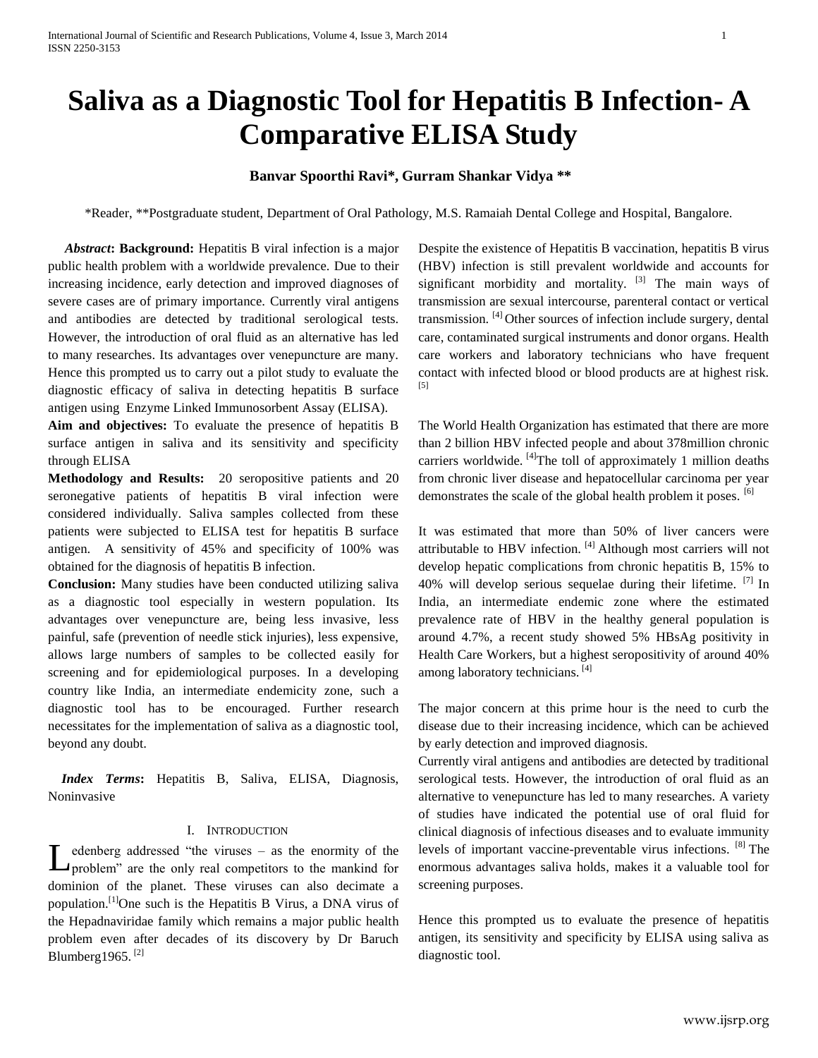# Saliva as a Diagnostic Tool for Hepatitis B Infection- A Comparative ELISA Study

**Banvar Spoorthi Ravi*, Gurram Shankar Vidya ****

*Reader, **Postgraduate student, Department of Oral Pathology, M.S. Ramaiah Dental College and Hospital, Bangalore.

***Abstract*: Background:** Hepatitis B viral infection is a major public health problem with a worldwide prevalence. Due to their increasing incidence, early detection and improved diagnoses of severe cases are of primary importance. Currently viral antigens and antibodies are detected by traditional serological tests. However, the introduction of oral fluid as an alternative has led to many researches. Its advantages over venepuncture are many. Hence this prompted us to carry out a pilot study to evaluate the diagnostic efficacy of saliva in detecting hepatitis B surface antigen using Enzyme Linked Immunosorbent Assay (ELISA).

**Aim and objectives:** To evaluate the presence of hepatitis B surface antigen in saliva and its sensitivity and specificity through ELISA

**Methodology and Results:** 20 seropositive patients and 20 seronegative patients of hepatitis B viral infection were considered individually. Saliva samples collected from these patients were subjected to ELISA test for hepatitis B surface antigen. A sensitivity of 45% and specificity of 100% was obtained for the diagnosis of hepatitis B infection.

**Conclusion:** Many studies have been conducted utilizing saliva as a diagnostic tool especially in western population. Its advantages over venepuncture are, being less invasive, less painful, safe (prevention of needle stick injuries), less expensive, allows large numbers of samples to be collected easily for screening and for epidemiological purposes. In a developing country like India, an intermediate endemicity zone, such a diagnostic tool has to be encouraged. Further research necessitates for the implementation of saliva as a diagnostic tool, beyond any doubt.

***Index Terms*:** Hepatitis B, Saliva, ELISA, Diagnosis, Noninvasive

## I. Introduction

Ledenberg addressed "the viruses – as the enormity of the problem" are the only real competitors to the mankind for dominion of the planet. These viruses can also decimate a population.[1] One such is the Hepatitis B Virus, a DNA virus of the Hepadnaviridae family which remains a major public health problem even after decades of its discovery by Dr Baruch Blumberg1965. [2]

Despite the existence of Hepatitis B vaccination, hepatitis B virus (HBV) infection is still prevalent worldwide and accounts for significant morbidity and mortality. [3] The main ways of transmission are sexual intercourse, parenteral contact or vertical transmission. [4] Other sources of infection include surgery, dental care, contaminated surgical instruments and donor organs. Health care workers and laboratory technicians who have frequent contact with infected blood or blood products are at highest risk. [5]

The World Health Organization has estimated that there are more than 2 billion HBV infected people and about 378million chronic carriers worldwide. [4] The toll of approximately 1 million deaths from chronic liver disease and hepatocellular carcinoma per year demonstrates the scale of the global health problem it poses. [6]

It was estimated that more than 50% of liver cancers were attributable to HBV infection. [4] Although most carriers will not develop hepatic complications from chronic hepatitis B, 15% to 40% will develop serious sequelae during their lifetime. [7] In India, an intermediate endemic zone where the estimated prevalence rate of HBV in the healthy general population is around 4.7%, a recent study showed 5% HBsAg positivity in Health Care Workers, but a highest seropositivity of around 40% among laboratory technicians. [4]

The major concern at this prime hour is the need to curb the disease due to their increasing incidence, which can be achieved by early detection and improved diagnosis.

Currently viral antigens and antibodies are detected by traditional serological tests. However, the introduction of oral fluid as an alternative to venepuncture has led to many researches. A variety of studies have indicated the potential use of oral fluid for clinical diagnosis of infectious diseases and to evaluate immunity levels of important vaccine-preventable virus infections. [8] The enormous advantages saliva holds, makes it a valuable tool for screening purposes.

Hence this prompted us to evaluate the presence of hepatitis antigen, its sensitivity and specificity by ELISA using saliva as diagnostic tool.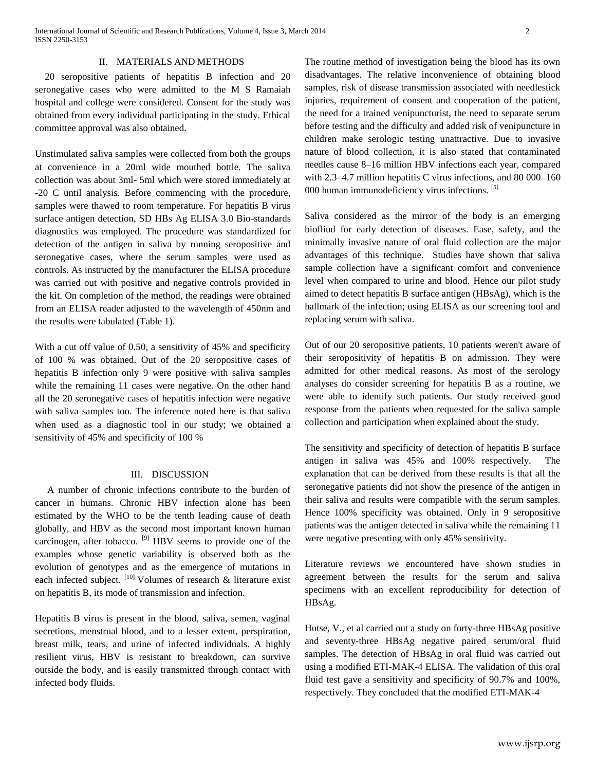## II. MATERIALS AND METHODS

20 seropositive patients of hepatitis B infection and 20 seronegative cases who were admitted to the M S Ramaiah hospital and college were considered. Consent for the study was obtained from every individual participating in the study. Ethical committee approval was also obtained.

Unstimulated saliva samples were collected from both the groups at convenience in a 20ml wide mouthed bottle. The saliva collection was about 3ml- 5ml which were stored immediately at -20 C until analysis. Before commencing with the procedure, samples were thawed to room temperature. For hepatitis B virus surface antigen detection, SD HBs Ag ELISA 3.0 Bio-standards diagnostics was employed. The procedure was standardized for detection of the antigen in saliva by running seropositive and seronegative cases, where the serum samples were used as controls. As instructed by the manufacturer the ELISA procedure was carried out with positive and negative controls provided in the kit. On completion of the method, the readings were obtained from an ELISA reader adjusted to the wavelength of 450nm and the results were tabulated (Table 1).

With a cut off value of 0.50, a sensitivity of 45% and specificity of 100 % was obtained. Out of the 20 seropositive cases of hepatitis B infection only 9 were positive with saliva samples while the remaining 11 cases were negative. On the other hand all the 20 seronegative cases of hepatitis infection were negative with saliva samples too. The inference noted here is that saliva when used as a diagnostic tool in our study; we obtained a sensitivity of 45% and specificity of 100 %

## III. DISCUSSION

A number of chronic infections contribute to the burden of cancer in humans. Chronic HBV infection alone has been estimated by the WHO to be the tenth leading cause of death globally, and HBV as the second most important known human carcinogen, after tobacco. [9] HBV seems to provide one of the examples whose genetic variability is observed both as the evolution of genotypes and as the emergence of mutations in each infected subject. [10] Volumes of research & literature exist on hepatitis B, its mode of transmission and infection.

Hepatitis B virus is present in the blood, saliva, semen, vaginal secretions, menstrual blood, and to a lesser extent, perspiration, breast milk, tears, and urine of infected individuals. A highly resilient virus, HBV is resistant to breakdown, can survive outside the body, and is easily transmitted through contact with infected body fluids.

The routine method of investigation being the blood has its own disadvantages. The relative inconvenience of obtaining blood samples, risk of disease transmission associated with needlestick injuries, requirement of consent and cooperation of the patient, the need for a trained venipuncturist, the need to separate serum before testing and the difficulty and added risk of venipuncture in children make serologic testing unattractive. Due to invasive nature of blood collection, it is also stated that contaminated needles cause 8–16 million HBV infections each year, compared with 2.3–4.7 million hepatitis C virus infections, and 80 000–160 000 human immunodeficiency virus infections. [5]

Saliva considered as the mirror of the body is an emerging biofliud for early detection of diseases. Ease, safety, and the minimally invasive nature of oral fluid collection are the major advantages of this technique. Studies have shown that saliva sample collection have a significant comfort and convenience level when compared to urine and blood. Hence our pilot study aimed to detect hepatitis B surface antigen (HBsAg), which is the hallmark of the infection; using ELISA as our screening tool and replacing serum with saliva.

Out of our 20 seropositive patients, 10 patients weren't aware of their seropositivity of hepatitis B on admission. They were admitted for other medical reasons. As most of the serology analyses do consider screening for hepatitis B as a routine, we were able to identify such patients. Our study received good response from the patients when requested for the saliva sample collection and participation when explained about the study.

The sensitivity and specificity of detection of hepatitis B surface antigen in saliva was 45% and 100% respectively. The explanation that can be derived from these results is that all the seronegative patients did not show the presence of the antigen in their saliva and results were compatible with the serum samples. Hence 100% specificity was obtained. Only in 9 seropositive patients was the antigen detected in saliva while the remaining 11 were negative presenting with only 45% sensitivity.

Literature reviews we encountered have shown studies in agreement between the results for the serum and saliva specimens with an excellent reproducibility for detection of HBsAg.

Hutse, V., et al carried out a study on forty-three HBsAg positive and seventy-three HBsAg negative paired serum/oral fluid samples. The detection of HBsAg in oral fluid was carried out using a modified ETI-MAK-4 ELISA. The validation of this oral fluid test gave a sensitivity and specificity of 90.7% and 100%, respectively. They concluded that the modified ETI-MAK-4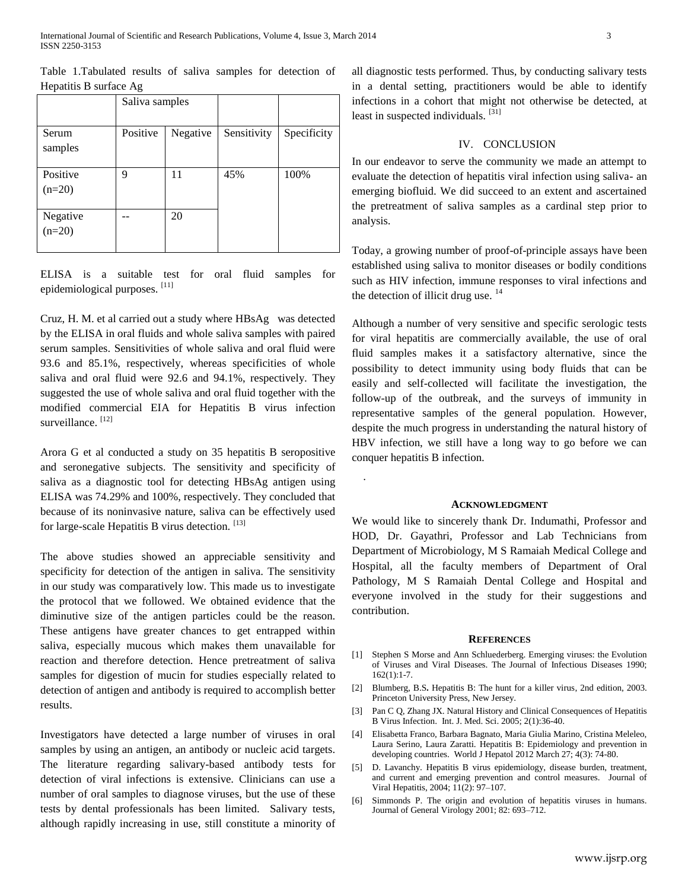Table 1.Tabulated results of saliva samples for detection of Hepatitis B surface Ag

| | Saliva samples | | | |
|---|---|---|---|---|
| Serum samples | Positive | Negative | Sensitivity | Specificity |
| Positive (n=20) | 9 | 11 | 45% | 100% |
| Negative (n=20) | -- | 20 | | |

ELISA is a suitable test for oral fluid samples for epidemiological purposes. [11]

Cruz, H. M. et al carried out a study where HBsAg was detected by the ELISA in oral fluids and whole saliva samples with paired serum samples. Sensitivities of whole saliva and oral fluid were 93.6 and 85.1%, respectively, whereas specificities of whole saliva and oral fluid were 92.6 and 94.1%, respectively. They suggested the use of whole saliva and oral fluid together with the modified commercial EIA for Hepatitis B virus infection surveillance. [12]

Arora G et al conducted a study on 35 hepatitis B seropositive and seronegative subjects. The sensitivity and specificity of saliva as a diagnostic tool for detecting HBsAg antigen using ELISA was 74.29% and 100%, respectively. They concluded that because of its noninvasive nature, saliva can be effectively used for large-scale Hepatitis B virus detection. [13]

The above studies showed an appreciable sensitivity and specificity for detection of the antigen in saliva. The sensitivity in our study was comparatively low. This made us to investigate the protocol that we followed. We obtained evidence that the diminutive size of the antigen particles could be the reason. These antigens have greater chances to get entrapped within saliva, especially mucous which makes them unavailable for reaction and therefore detection. Hence pretreatment of saliva samples for digestion of mucin for studies especially related to detection of antigen and antibody is required to accomplish better results.

Investigators have detected a large number of viruses in oral samples by using an antigen, an antibody or nucleic acid targets. The literature regarding salivary-based antibody tests for detection of viral infections is extensive. Clinicians can use a number of oral samples to diagnose viruses, but the use of these tests by dental professionals has been limited. Salivary tests, although rapidly increasing in use, still constitute a minority of all diagnostic tests performed. Thus, by conducting salivary tests in a dental setting, practitioners would be able to identify infections in a cohort that might not otherwise be detected, at least in suspected individuals. [31]

## IV. CONCLUSION

In our endeavor to serve the community we made an attempt to evaluate the detection of hepatitis viral infection using saliva- an emerging biofluid. We did succeed to an extent and ascertained the pretreatment of saliva samples as a cardinal step prior to analysis.

Today, a growing number of proof-of-principle assays have been established using saliva to monitor diseases or bodily conditions such as HIV infection, immune responses to viral infections and the detection of illicit drug use. [14]

Although a number of very sensitive and specific serologic tests for viral hepatitis are commercially available, the use of oral fluid samples makes it a satisfactory alternative, since the possibility to detect immunity using body fluids that can be easily and self-collected will facilitate the investigation, the follow-up of the outbreak, and the surveys of immunity in representative samples of the general population. However, despite the much progress in understanding the natural history of HBV infection, we still have a long way to go before we can conquer hepatitis B infection.

.

## ACKNOWLEDGMENT

We would like to sincerely thank Dr. Indumathi, Professor and HOD, Dr. Gayathri, Professor and Lab Technicians from Department of Microbiology, M S Ramaiah Medical College and Hospital, all the faculty members of Department of Oral Pathology, M S Ramaiah Dental College and Hospital and everyone involved in the study for their suggestions and contribution.

## REFERENCES

[1] Stephen S Morse and Ann Schluederberg. Emerging viruses: the Evolution of Viruses and Viral Diseases. The Journal of Infectious Diseases 1990; 162(1):1-7.

[2] Blumberg, B.S**.** Hepatitis B: The hunt for a killer virus, 2nd edition, 2003. Princeton University Press, New Jersey.

[3] Pan C Q, Zhang JX. Natural History and Clinical Consequences of Hepatitis B Virus Infection. Int. J. Med. Sci. 2005; 2(1):36-40.

[4] Elisabetta Franco, Barbara Bagnato, Maria Giulia Marino, Cristina Meleleo, Laura Serino, Laura Zaratti. Hepatitis B: Epidemiology and prevention in developing countries. World J Hepatol 2012 March 27; 4(3): 74-80.

[5] D. Lavanchy. Hepatitis B virus epidemiology, disease burden, treatment, and current and emerging prevention and control measures. Journal of Viral Hepatitis, 2004; 11(2): 97–107.

[6] Simmonds P. The origin and evolution of hepatitis viruses in humans. Journal of General Virology 2001; 82: 693–712.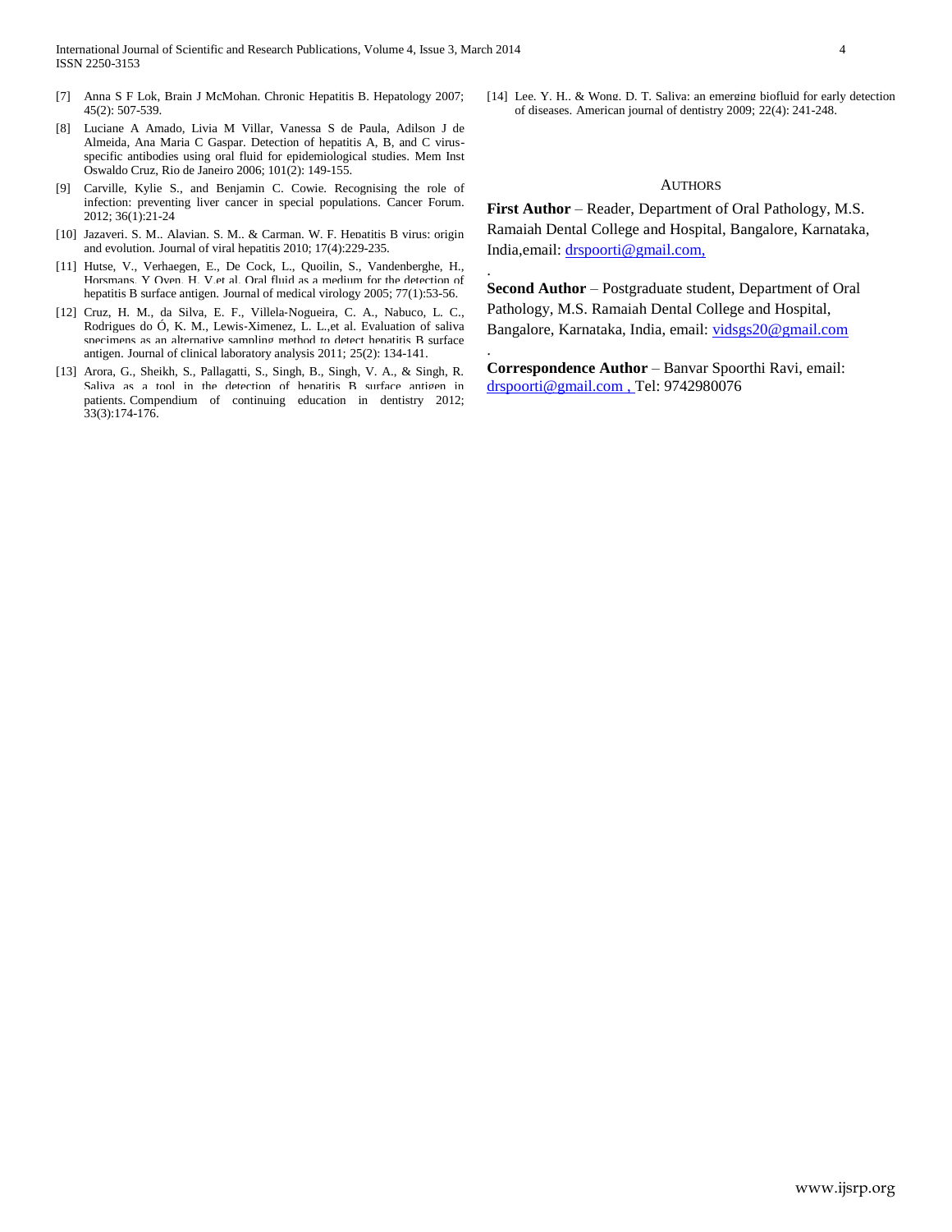[7] Anna S F Lok, Brain J McMohan. Chronic Hepatitis B. Hepatology 2007; 45(2): 507-539.

[8] Luciane A Amado, Livia M Villar, Vanessa S de Paula, Adilson J de Almeida, Ana Maria C Gaspar. Detection of hepatitis A, B, and C virus-specific antibodies using oral fluid for epidemiological studies. Mem Inst Oswaldo Cruz, Rio de Janeiro 2006; 101(2): 149-155.

[9] Carville, Kylie S., and Benjamin C. Cowie. Recognising the role of infection: preventing liver cancer in special populations. Cancer Forum. 2012; 36(1):21-24

[10] Jazaveri, S. M., Alavian, S. M., & Carman, W. F. Hepatitis B virus: origin and evolution. Journal of viral hepatitis 2010; 17(4):229-235.

[11] Hutse, V., Verhaegen, E., De Cock, L., Quoilin, S., Vandenberghe, H., Horsmans, Y Oyen, H. V.et al. Oral fluid as a medium for the detection of hepatitis B surface antigen. Journal of medical virology 2005; 77(1):53-56.

[12] Cruz, H. M., da Silva, E. F., Villela-Nogueira, C. A., Nabuco, L. C., Rodrigues do Ó, K. M., Lewis-Ximenez, L. L.,et al. Evaluation of saliva specimens as an alternative sampling method to detect hepatitis B surface antigen. Journal of clinical laboratory analysis 2011; 25(2): 134-141.

[13] Arora, G., Sheikh, S., Pallagatti, S., Singh, B., Singh, V. A., & Singh, R. Saliva as a tool in the detection of hepatitis B surface antigen in patients. Compendium of continuing education in dentistry 2012; 33(3):174-176.

[14] Lee, Y. H., & Wong, D. T. Saliva: an emerging biofluid for early detection of diseases. American journal of dentistry 2009; 22(4): 241-248.

## AUTHORS

**First Author** – Reader, Department of Oral Pathology, M.S. Ramaiah Dental College and Hospital, Bangalore, Karnataka, India,email: drspoorti@gmail.com,

**Second Author** – Postgraduate student, Department of Oral Pathology, M.S. Ramaiah Dental College and Hospital, Bangalore, Karnataka, India, email: vidsgs20@gmail.com

**Correspondence Author** – Banvar Spoorthi Ravi, email: drspoorti@gmail.com , Tel: 9742980076